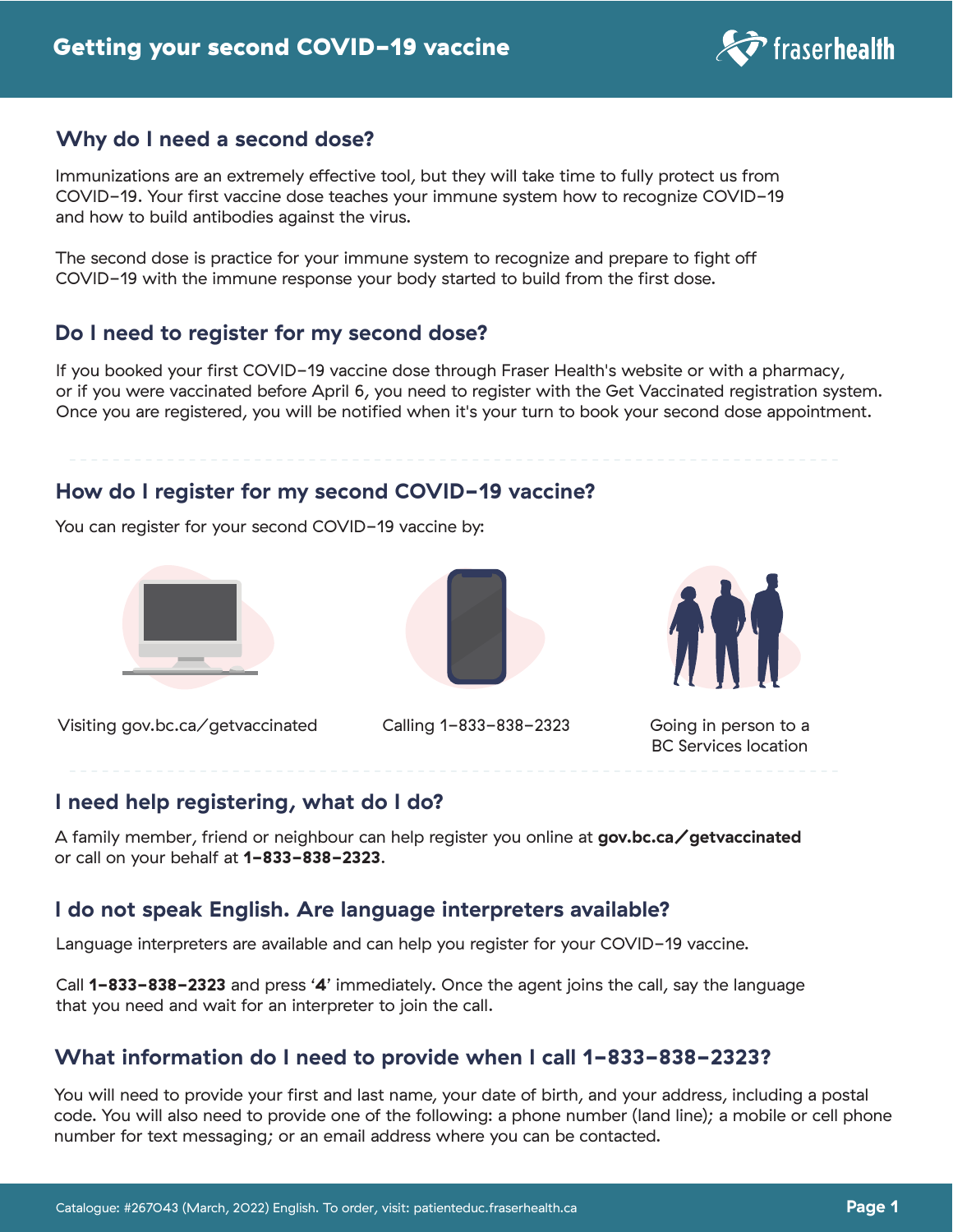# Getting your second COVID-19 vaccine

## Why do I need a second dose?

Immunizations are an extremely effective tool, but they will take time to fully protect us from COVID-19. Your first vaccine dose teaches your immune system how to recognize COVID-19 and how to build antibodies against the virus.

The second dose is practice for your immune system to recognize and prepare to fight off COVID-19 with the immune response your body started to build from the first dose.

## Do I need to register for my second dose?

If you booked your first COVID-19 vaccine dose through Fraser Health's website or with a pharmacy, or if you were vaccinated before April 6, you need to register with the Get Vaccinated registration system. Once you are registered, you will be notified when it's your turn to book your second dose appointment.

## How do I register for my second COVID-19 vaccine?

You can register for your second COVID-19 vaccine by:

- Visiting gov.bc.ca/getvaccinated
- Calling 1-833-838-2323
- Going in person to a BC Services location

## I need help registering, what do I do?

A family member, friend or neighbour can help register you online at **gov.bc.ca/getvaccinated** or call on your behalf at **1-833-838-2323**.

## I do not speak English. Are language interpreters available?

Language interpreters are available and can help you register for your COVID-19 vaccine.

Call **1-833-838-2323** and press '**4**' immediately. Once the agent joins the call, say the language that you need and wait for an interpreter to join the call.

## What information do I need to provide when I call 1-833-838-2323?

You will need to provide your first and last name, your date of birth, and your address, including a postal code. You will also need to provide one of the following: a phone number (land line); a mobile or cell phone number for text messaging; or an email address where you can be contacted.

Catalogue: #267043 (March, 2022) English. To order, visit: patienteduc.fraserhealth.ca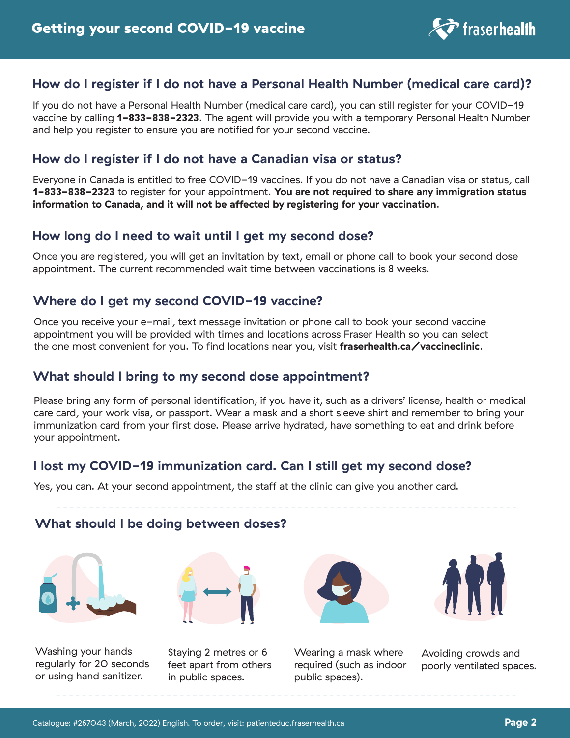# Getting your second COVID–19 vaccine

## How do I register if I do not have a Personal Health Number (medical care card)?

If you do not have a Personal Health Number (medical care card), you can still register for your COVID–19 vaccine by calling **1–833–838–2323**. The agent will provide you with a temporary Personal Health Number and help you register to ensure you are notified for your second vaccine.

## How do I register if I do not have a Canadian visa or status?

Everyone in Canada is entitled to free COVID–19 vaccines. If you do not have a Canadian visa or status, call **1–833–838–2323** to register for your appointment. **You are not required to share any immigration status information to Canada, and it will not be affected by registering for your vaccination**.

## How long do I need to wait until I get my second dose?

Once you are registered, you will get an invitation by text, email or phone call to book your second dose appointment. The current recommended wait time between vaccinations is 8 weeks.

## Where do I get my second COVID–19 vaccine?

Once you receive your e-mail, text message invitation or phone call to book your second vaccine appointment you will be provided with times and locations across Fraser Health so you can select the one most convenient for you. To find locations near you, visit **fraserhealth.ca/vaccineclinic**.

## What should I bring to my second dose appointment?

Please bring any form of personal identification, if you have it, such as a drivers' license, health or medical care card, your work visa, or passport. Wear a mask and a short sleeve shirt and remember to bring your immunization card from your first dose. Please arrive hydrated, have something to eat and drink before your appointment.

## I lost my COVID–19 immunization card. Can I still get my second dose?

Yes, you can. At your second appointment, the staff at the clinic can give you another card.

## What should I be doing between doses?

- Washing your hands regularly for 20 seconds or using hand sanitizer.
- Staying 2 metres or 6 feet apart from others in public spaces.
- Wearing a mask where required (such as indoor public spaces).
- Avoiding crowds and poorly ventilated spaces.

Catalogue: #267043 (March, 2022) English. To order, visit: patienteduc.fraserhealth.ca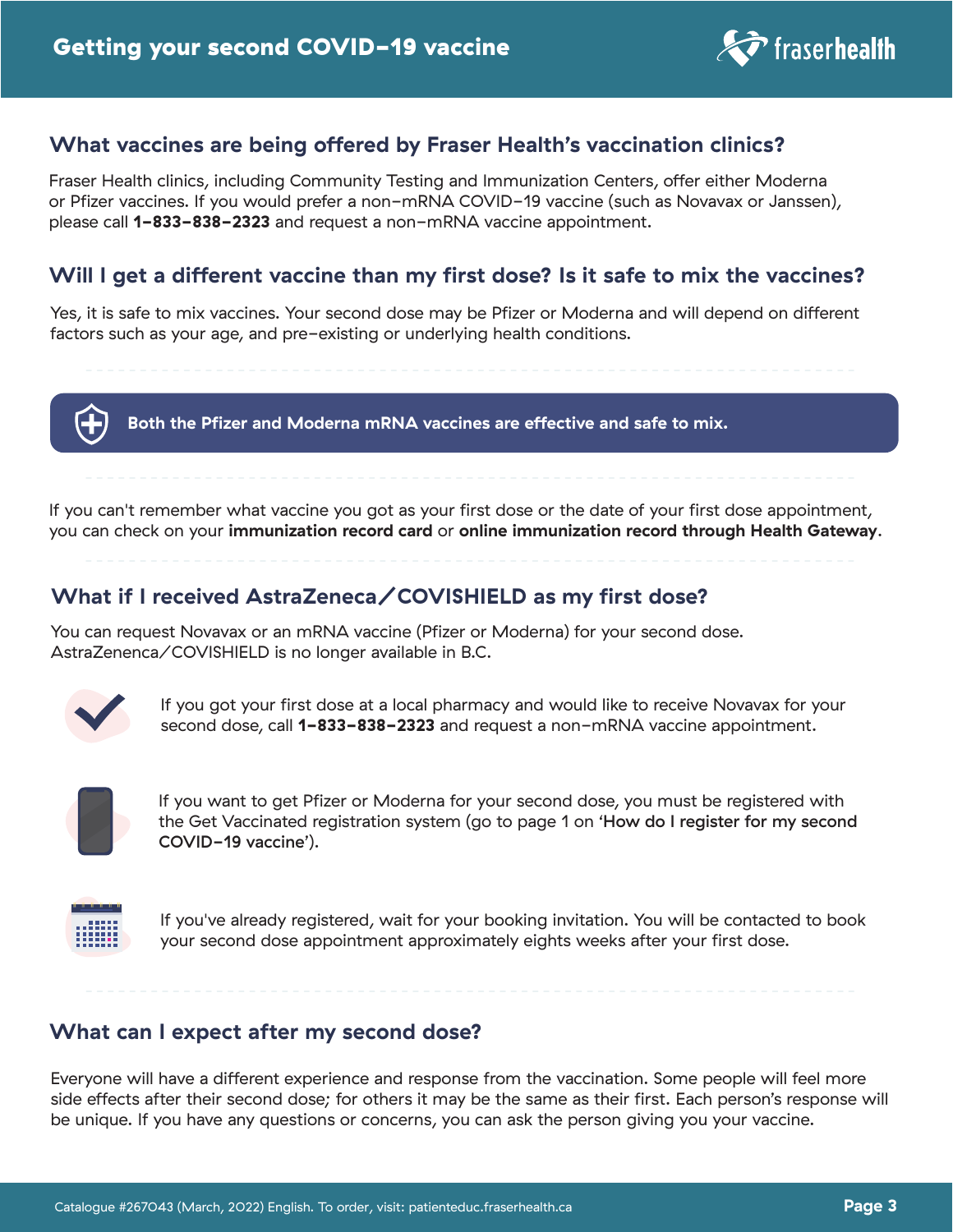## What vaccines are being offered by Fraser Health's vaccination clinics?

Fraser Health clinics, including Community Testing and Immunization Centers, offer either Moderna or Pfizer vaccines. If you would prefer a non-mRNA COVID-19 vaccine (such as Novavax or Janssen), please call **1-833-838-2323** and request a non-mRNA vaccine appointment.

## Will I get a different vaccine than my first dose? Is it safe to mix the vaccines?

Yes, it is safe to mix vaccines. Your second dose may be Pfizer or Moderna and will depend on different factors such as your age, and pre-existing or underlying health conditions.

**Both the Pfizer and Moderna mRNA vaccines are effective and safe to mix.**

If you can't remember what vaccine you got as your first dose or the date of your first dose appointment, you can check on your **immunization record card** or **online immunization record through Health Gateway**.

## What if I received AstraZeneca/COVISHIELD as my first dose?

You can request Novavax or an mRNA vaccine (Pfizer or Moderna) for your second dose. AstraZenenca/COVISHIELD is no longer available in B.C.

If you got your first dose at a local pharmacy and would like to receive Novavax for your second dose, call **1-833-838-2323** and request a non-mRNA vaccine appointment.

If you want to get Pfizer or Moderna for your second dose, you must be registered with the Get Vaccinated registration system (go to page 1 on '**How do I register for my second COVID-19 vaccine**').

If you've already registered, wait for your booking invitation. You will be contacted to book your second dose appointment approximately eights weeks after your first dose.

## What can I expect after my second dose?

Everyone will have a different experience and response from the vaccination. Some people will feel more side effects after their second dose; for others it may be the same as their first. Each person's response will be unique. If you have any questions or concerns, you can ask the person giving you your vaccine.

Catalogue #267043 (March, 2022) English. To order, visit: patienteduc.fraserhealth.ca